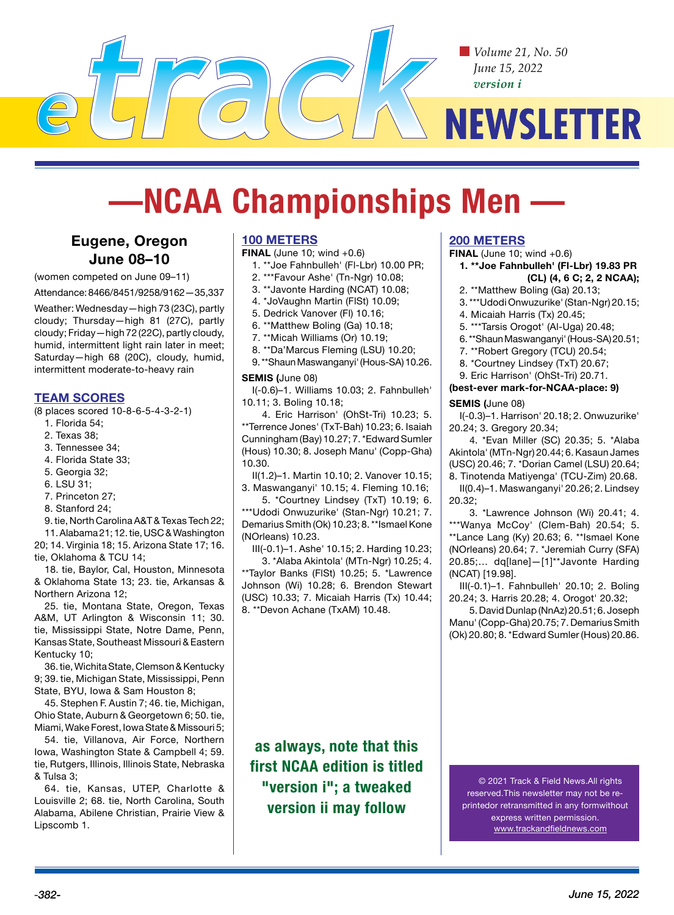# eTrack NEWSLETTER

*Volume 21, No. 50*
*June 15, 2022*
***version i***

# —NCAA Championships Men —

### Eugene, Oregon
### June 08–10

(women competed on June 09–11)

Attendance: 8466/8451/9258/9162—35,337

Weather: Wednesday—high 73 (23C), partly cloudy; Thursday—high 81 (27C), partly cloudy; Friday—high 72 (22C), partly cloudy, humid, intermittent light rain later in meet; Saturday—high 68 (20C), cloudy, humid, intermittent moderate-to-heavy rain

## TEAM SCORES

(8 places scored 10-8-6-5-4-3-2-1)

1. Florida 54;
2. Texas 38;
3. Tennessee 34;
4. Florida State 33;
5. Georgia 32;
6. LSU 31;
7. Princeton 27;
8. Stanford 24;

9. tie, North Carolina A&T & Texas Tech 22; 11. Alabama 21; 12. tie, USC & Washington 20; 14. Virginia 18; 15. Arizona State 17; 16. tie, Oklahoma & TCU 14;

18. tie, Baylor, Cal, Houston, Minnesota & Oklahoma State 13; 23. tie, Arkansas & Northern Arizona 12;

25. tie, Montana State, Oregon, Texas A&M, UT Arlington & Wisconsin 11; 30. tie, Mississippi State, Notre Dame, Penn, Kansas State, Southeast Missouri & Eastern Kentucky 10;

36. tie, Wichita State, Clemson & Kentucky 9; 39. tie, Michigan State, Mississippi, Penn State, BYU, Iowa & Sam Houston 8;

45. Stephen F. Austin 7; 46. tie, Michigan, Ohio State, Auburn & Georgetown 6; 50. tie, Miami, Wake Forest, Iowa State & Missouri 5;

54. tie, Villanova, Air Force, Northern Iowa, Washington State & Campbell 4; 59. tie, Rutgers, Illinois, Illinois State, Nebraska & Tulsa 3;

64. tie, Kansas, UTEP, Charlotte & Louisville 2; 68. tie, North Carolina, South Alabama, Abilene Christian, Prairie View & Lipscomb 1.

## 100 METERS

**FINAL** (June 10; wind +0.6)

1. **Joe Fahnbulleh' (Fl-Lbr) 10.00 PR;
2. ***Favour Ashe' (Tn-Ngr) 10.08;
3. **Javonte Harding (NCAT) 10.08;
4. *JoVaughn Martin (FlSt) 10.09;
5. Dedrick Vanover (Fl) 10.16;
6. **Matthew Boling (Ga) 10.18;
7. **Micah Williams (Or) 10.19;
8. **Da'Marcus Fleming (LSU) 10.20;
9. **Shaun Maswanganyi' (Hous-SA) 10.26.

**SEMIS** (June 08)

I(-0.6)–1. Williams 10.03; 2. Fahnbulleh' 10.11; 3. Boling 10.18;

4. Eric Harrison' (OhSt-Tri) 10.23; 5. **Terrence Jones' (TxT-Bah) 10.23; 6. Isaiah Cunningham (Bay) 10.27; 7. *Edward Sumler (Hous) 10.30; 8. Joseph Manu' (Copp-Gha) 10.30.

II(1.2)–1. Martin 10.10; 2. Vanover 10.15; 3. Maswanganyi' 10.15; 4. Fleming 10.16;

5. *Courtney Lindsey (TxT) 10.19; 6. ***Udodi Onwuzurike' (Stan-Ngr) 10.21; 7. Demarius Smith (Ok) 10.23; 8. **Ismael Kone (NOrleans) 10.23.

III(-0.1)–1. Ashe' 10.15; 2. Harding 10.23;

3. *Alaba Akintola' (MTn-Ngr) 10.25; 4. **Taylor Banks (FlSt) 10.25; 5. *Lawrence Johnson (Wi) 10.28; 6. Brendon Stewart (USC) 10.33; 7. Micaiah Harris (Tx) 10.44; 8. **Devon Achane (TxAM) 10.48.

## 200 METERS

**FINAL** (June 10; wind +0.6)

1. **Joe Fahnbulleh' (Fl-Lbr) 19.83 PR (CL) (4, 6 C; 2, 2 NCAA);**
2. **Matthew Boling (Ga) 20.13;
3. ***Udodi Onwuzurike' (Stan-Ngr) 20.15;
4. Micaiah Harris (Tx) 20.45;
5. ***Tarsis Orogot' (Al-Uga) 20.48;
6. **Shaun Maswanganyi' (Hous-SA) 20.51;
7. **Robert Gregory (TCU) 20.54;
8. *Courtney Lindsey (TxT) 20.67;
9. Eric Harrison' (OhSt-Tri) 20.71.

**(best-ever mark-for-NCAA-place: 9)**

**SEMIS** (June 08)

I(-0.3)–1. Harrison' 20.18; 2. Onwuzurike' 20.24; 3. Gregory 20.34;

4. *Evan Miller (SC) 20.35; 5. *Alaba Akintola' (MTn-Ngr) 20.44; 6. Kasaun James (USC) 20.46; 7. *Dorian Camel (LSU) 20.64; 8. Tinotenda Matiyenga' (TCU-Zim) 20.68.

II(0.4)–1. Maswanganyi' 20.26; 2. Lindsey 20.32;

3. *Lawrence Johnson (Wi) 20.41; 4. ***Wanya McCoy' (Clem-Bah) 20.54; 5. **Lance Lang (Ky) 20.63; 6. **Ismael Kone (NOrleans) 20.64; 7. *Jeremiah Curry (SFA) 20.85;… dq[lane]—[1]**Javonte Harding (NCAT) [19.98].

III(-0.1)–1. Fahnbulleh' 20.10; 2. Boling 20.24; 3. Harris 20.28; 4. Orogot' 20.32;

5. David Dunlap (NnAz) 20.51; 6. Joseph Manu' (Copp-Gha) 20.75; 7. Demarius Smith (Ok) 20.80; 8. *Edward Sumler (Hous) 20.86.

**as always, note that this first NCAA edition is titled "version i"; a tweaked version ii may follow**

© 2021 Track & Field News.All rights reserved.This newsletter may not be re-printedor retransmitted in any formwithout express written permission. www.trackandfieldnews.com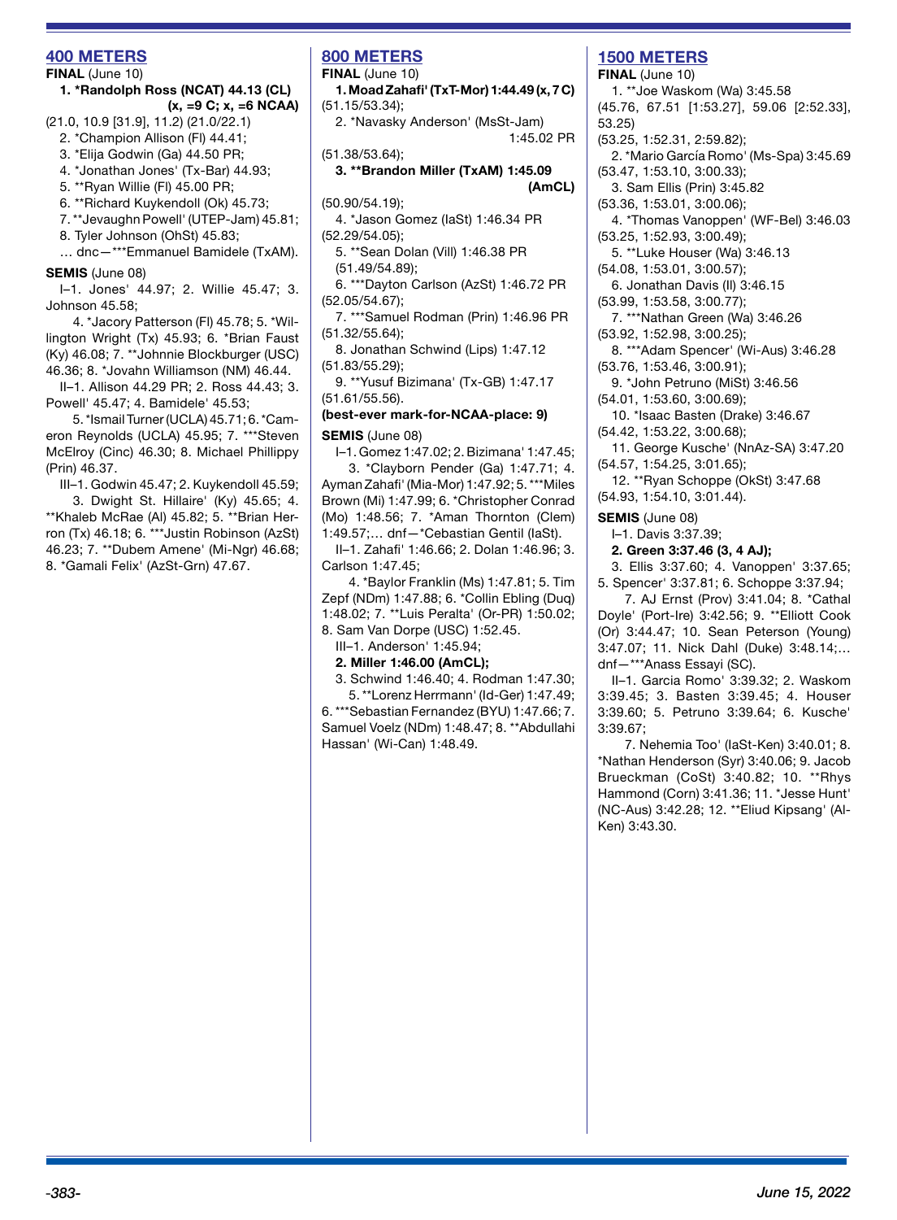## 400 METERS

**FINAL** (June 10)

**1. *Randolph Ross (NCAT) 44.13 (CL) (x, =9 C; x, =6 NCAA)**

(21.0, 10.9 [31.9], 11.2) (21.0/22.1)

2. *Champion Allison (Fl) 44.41;
3. *Elija Godwin (Ga) 44.50 PR;
4. *Jonathan Jones' (Tx-Bar) 44.93;
5. **Ryan Willie (Fl) 45.00 PR;
6. **Richard Kuykendoll (Ok) 45.73;
7. **Jevaughn Powell' (UTEP-Jam) 45.81;
8. Tyler Johnson (OhSt) 45.83;

… dnc—***Emmanuel Bamidele (TxAM).

**SEMIS** (June 08)

I–1. Jones' 44.97; 2. Willie 45.47; 3. Johnson 45.58;

4. *Jacory Patterson (Fl) 45.78; 5. *Willington Wright (Tx) 45.93; 6. *Brian Faust (Ky) 46.08; 7. **Johnnie Blockburger (USC) 46.36; 8. *Jovahn Williamson (NM) 46.44.

II–1. Allison 44.29 PR; 2. Ross 44.43; 3. Powell' 45.47; 4. Bamidele' 45.53;

5. *Ismail Turner (UCLA) 45.71; 6. *Cameron Reynolds (UCLA) 45.95; 7. ***Steven McElroy (Cinc) 46.30; 8. Michael Phillippy (Prin) 46.37.

III–1. Godwin 45.47; 2. Kuykendoll 45.59;

3. Dwight St. Hillaire' (Ky) 45.65; 4. **Khaleb McRae (Al) 45.82; 5. **Brian Herron (Tx) 46.18; 6. ***Justin Robinson (AzSt) 46.23; 7. **Dubem Amene' (Mi-Ngr) 46.68; 8. *Gamali Felix' (AzSt-Grn) 47.67.

## 800 METERS

**FINAL** (June 10)

**1. Moad Zahafi' (TxT-Mor) 1:44.49 (x, 7 C)**

(51.15/53.34);

2. *Navasky Anderson' (MsSt-Jam) 1:45.02 PR

(51.38/53.64);

**3. **Brandon Miller (TxAM) 1:45.09 (AmCL)**

(50.90/54.19);

4. *Jason Gomez (IaSt) 1:46.34 PR

(52.29/54.05);

5. **Sean Dolan (Vill) 1:46.38 PR

(51.49/54.89);

6. ***Dayton Carlson (AzSt) 1:46.72 PR

(52.05/54.67);

7. ***Samuel Rodman (Prin) 1:46.96 PR

(51.32/55.64);

8. Jonathan Schwind (Lips) 1:47.12

(51.83/55.29);

9. **Yusuf Bizimana' (Tx-GB) 1:47.17

(51.61/55.56).

**(best-ever mark-for-NCAA-place: 9)**

**SEMIS** (June 08)

I–1. Gomez 1:47.02; 2. Bizimana' 1:47.45;

3. *Clayborn Pender (Ga) 1:47.71; 4. Ayman Zahafi' (Mia-Mor) 1:47.92; 5. ***Miles Brown (Mi) 1:47.99; 6. *Christopher Conrad (Mo) 1:48.56; 7. *Aman Thornton (Clem) 1:49.57;… dnf—*Cebastian Gentil (IaSt).

II–1. Zahafi' 1:46.66; 2. Dolan 1:46.96; 3. Carlson 1:47.45;

4. *Baylor Franklin (Ms) 1:47.81; 5. Tim Zepf (NDm) 1:47.88; 6. *Collin Ebling (Duq) 1:48.02; 7. **Luis Peralta' (Or-PR) 1:50.02; 8. Sam Van Dorpe (USC) 1:52.45.

III–1. Anderson' 1:45.94;

**2. Miller 1:46.00 (AmCL);**

3. Schwind 1:46.40; 4. Rodman 1:47.30;

5. **Lorenz Herrmann' (Id-Ger) 1:47.49; 6. ***Sebastian Fernandez (BYU) 1:47.66; 7. Samuel Voelz (NDm) 1:48.47; 8. **Abdullahi Hassan' (Wi-Can) 1:48.49.

## 1500 METERS

**FINAL** (June 10)

1. **Joe Waskom (Wa) 3:45.58

(45.76, 67.51 [1:53.27], 59.06 [2:52.33], 53.25)

(53.25, 1:52.31, 2:59.82);

2. *Mario García Romo' (Ms-Spa) 3:45.69

(53.47, 1:53.10, 3:00.33);

3. Sam Ellis (Prin) 3:45.82

(53.36, 1:53.01, 3:00.06);

4. *Thomas Vanoppen' (WF-Bel) 3:46.03

(53.25, 1:52.93, 3:00.49);

5. **Luke Houser (Wa) 3:46.13

(54.08, 1:53.01, 3:00.57);

6. Jonathan Davis (Il) 3:46.15

(53.99, 1:53.58, 3:00.77);

7. ***Nathan Green (Wa) 3:46.26

(53.92, 1:52.98, 3:00.25);

8. ***Adam Spencer' (Wi-Aus) 3:46.28

(53.76, 1:53.46, 3:00.91);

9. *John Petruno (MiSt) 3:46.56

(54.01, 1:53.60, 3:00.69);

10. *Isaac Basten (Drake) 3:46.67

(54.42, 1:53.22, 3:00.68);

11. George Kusche' (NnAz-SA) 3:47.20

(54.57, 1:54.25, 3:01.65);

12. **Ryan Schoppe (OkSt) 3:47.68

(54.93, 1:54.10, 3:01.44).

**SEMIS** (June 08)

I–1. Davis 3:37.39;

**2. Green 3:37.46 (3, 4 AJ);**

3. Ellis 3:37.60; 4. Vanoppen' 3:37.65; 5. Spencer' 3:37.81; 6. Schoppe 3:37.94;

7. AJ Ernst (Prov) 3:41.04; 8. *Cathal Doyle' (Port-Ire) 3:42.56; 9. **Elliott Cook (Or) 3:44.47; 10. Sean Peterson (Young) 3:47.07; 11. Nick Dahl (Duke) 3:48.14;… dnf—***Anass Essayi (SC).

II–1. Garcia Romo' 3:39.32; 2. Waskom 3:39.45; 3. Basten 3:39.45; 4. Houser 3:39.60; 5. Petruno 3:39.64; 6. Kusche' 3:39.67;

7. Nehemia Too' (IaSt-Ken) 3:40.01; 8. *Nathan Henderson (Syr) 3:40.06; 9. Jacob Brueckman (CoSt) 3:40.82; 10. **Rhys Hammond (Corn) 3:41.36; 11. *Jesse Hunt' (NC-Aus) 3:42.28; 12. **Eliud Kipsang' (Al-Ken) 3:43.30.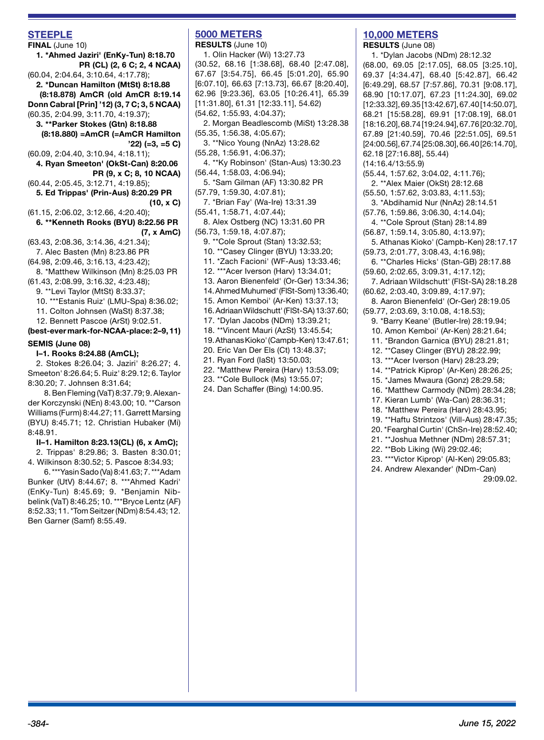## STEEPLE

**FINAL** (June 10)

**1. *Ahmed Jaziri' (EnKy-Tun) 8:18.70 PR (CL) (2, 6 C; 2, 4 NCAA)**
(60.04, 2:04.64, 3:10.64, 4:17.78);

**2. *Duncan Hamilton (MtSt) 8:18.88 (8:18.878) AmCR (old AmCR 8:19.14 Donn Cabral [Prin] '12) (3, 7 C; 3, 5 NCAA)**
(60.35, 2:04.99, 3:11.70, 4:19.37);

**3. **Parker Stokes (Gtn) 8:18.88 (8:18.880) =AmCR (=AmCR Hamilton '22) (=3, =5 C)**
(60.09, 2:04.40, 3:10.94, 4:18.11);

**4. Ryan Smeeton' (OkSt-Can) 8:20.06 PR (9, x C; 8, 10 NCAA)**
(60.44, 2:05.45, 3:12.71, 4:19.85);

**5. Ed Trippas' (Prin-Aus) 8:20.29 PR (10, x C)**
(61.15, 2:06.02, 3:12.66, 4:20.40);

**6. **Kenneth Rooks (BYU) 8:22.56 PR (7, x AmC)**
(63.43, 2:08.36, 3:14.36, 4:21.34);

7. Alec Basten (Mn) 8:23.86 PR
(64.98, 2:09.46, 3:16.13, 4:23.42);

8. *Matthew Wilkinson (Mn) 8:25.03 PR
(61.43, 2:08.99, 3:16.32, 4:23.48);

9. **Levi Taylor (MtSt) 8:33.37;
10. ***Estanis Ruiz' (LMU-Spa) 8:36.02;
11. Colton Johnsen (WaSt) 8:37.38;
12. Bennett Pascoe (ArSt) 9:02.51.

**(best-ever mark-for-NCAA-place: 2–9, 11)**

**SEMIS (June 08)**

**I–1. Rooks 8:24.88 (AmCL);**

2. Stokes 8:26.04; 3. Jaziri' 8:26.27; 4. Smeeton' 8:26.64; 5. Ruiz' 8:29.12; 6. Taylor 8:30.20; 7. Johnsen 8:31.64;

8. Ben Fleming (VaT) 8:37.79; 9. Alexander Korczynski (NEn) 8:43.00; 10. **Carson Williams (Furm) 8:44.27; 11. Garrett Marsing (BYU) 8:45.71; 12. Christian Hubaker (Mi) 8:48.91.

**II–1. Hamilton 8:23.13(CL) (6, x AmC);**

2. Trippas' 8:29.86; 3. Basten 8:30.01; 4. Wilkinson 8:30.52; 5. Pascoe 8:34.93;

6. ***Yasin Sado (Va) 8:41.63; 7. ***Adam Bunker (UtV) 8:44.67; 8. ***Ahmed Kadri' (EnKy-Tun) 8:45.69; 9. *Benjamin Nibbelink (VaT) 8:46.25; 10. ***Bryce Lentz (AF) 8:52.33; 11. *Tom Seitzer (NDm) 8:54.43; 12. Ben Garner (Samf) 8:55.49.

## 5000 METERS

**RESULTS** (June 10)

1. Olin Hacker (Wi) 13:27.73
(30.52, 68.16 [1:38.68], 68.40 [2:47.08], 67.67 [3:54.75], 66.45 [5:01.20], 65.90 [6:07.10], 66.63 [7:13.73], 66.67 [8:20.40], 62.96 [9:23.36], 63.05 [10:26.41], 65.39 [11:31.80], 61.31 [12:33.11], 54.62)
(54.62, 1:55.93, 4:04.37);

2. Morgan Beadlescomb (MiSt) 13:28.38
(55.35, 1:56.38, 4:05.67);

3. **Nico Young (NnAz) 13:28.62
(55.28, 1:56.91, 4:06.37);

4. **Ky Robinson' (Stan-Aus) 13:30.23
(56.44, 1:58.03, 4:06.94);

5. *Sam Gilman (AF) 13:30.82 PR
(57.79, 1:59.30, 4:07.81);

7. *Brian Fay' (Wa-Ire) 13:31.39
(55.41, 1:58.71, 4:07.44);

8. Alex Ostberg (NC) 13:31.60 PR
(56.73, 1:59.18, 4:07.87);

9. **Cole Sprout (Stan) 13:32.53;
10. **Casey Clinger (BYU) 13:33.20;
11. *Zach Facioni' (WF-Aus) 13:33.46;
12. ***Acer Iverson (Harv) 13:34.01;
13. Aaron Bienenfeld' (Or-Ger) 13:34.36;
14. Ahmed Muhumed' (FlSt-Som) 13:36.40;
15. Amon Kemboi' (Ar-Ken) 13:37.13;
16. Adriaan Wildschutt' (FlSt-SA) 13:37.60;
17. *Dylan Jacobs (NDm) 13:39.21;
18. **Vincent Mauri (AzSt) 13:45.54;
19. Athanas Kioko' (Campb-Ken) 13:47.61;
20. Eric Van Der Els (Ct) 13:48.37;
21. Ryan Ford (IaSt) 13:50.03;
22. *Matthew Pereira (Harv) 13:53.09;
23. **Cole Bullock (Ms) 13:55.07;
24. Dan Schaffer (Bing) 14:00.95.

## 10,000 METERS

**RESULTS** (June 08)

1. *Dylan Jacobs (NDm) 28:12.32
(68.00, 69.05 [2:17.05], 68.05 [3:25.10], 69.37 [4:34.47], 68.40 [5:42.87], 66.42 [6:49.29], 68.57 [7:57.86], 70.31 [9:08.17], 68.90 [10:17.07], 67.23 [11:24.30], 69.02 [12:33.32], 69.35 [13:42.67], 67.40 [14:50.07], 68.21 [15:58.28], 69.91 [17:08.19], 68.01 [18:16.20], 68.74 [19:24.94], 67.76 [20:32.70], 67.89 [21:40.59], 70.46 [22:51.05], 69.51 [24:00.56], 67.74 [25:08.30], 66.40 [26:14.70], 62.18 [27:16.88], 55.44)
(14:16.4/13:55.9)
(55.44, 1:57.62, 3:04.02, 4:11.76);

2. **Alex Maier (OkSt) 28:12.68
(55.50, 1:57.62, 3:03.83, 4:11.53);

3. *Abdihamid Nur (NnAz) 28:14.51
(57.76, 1:59.86, 3:06.30, 4:14.04);

4. **Cole Sprout (Stan) 28:14.89
(56.87, 1:59.14, 3:05.80, 4:13.97);

5. Athanas Kioko' (Campb-Ken) 28:17.17
(59.73, 2:01.77, 3:08.43, 4:16.98);

6. **Charles Hicks' (Stan-GB) 28:17.88
(59.60, 2:02.65, 3:09.31, 4:17.12);

7. Adriaan Wildschutt' (FlSt-SA) 28:18.28
(60.62, 2:03.40, 3:09.89, 4:17.97);

8. Aaron Bienenfeld' (Or-Ger) 28:19.05
(59.77, 2:03.69, 3:10.08, 4:18.53);

9. *Barry Keane' (Butler-Ire) 28:19.94;
10. Amon Kemboi' (Ar-Ken) 28:21.64;
11. *Brandon Garnica (BYU) 28:21.81;
12. **Casey Clinger (BYU) 28:22.99;
13. ***Acer Iverson (Harv) 28:23.29;
14. **Patrick Kiprop' (Ar-Ken) 28:26.25;
15. *James Mwaura (Gonz) 28:29.58;
16. *Matthew Carmody (NDm) 28:34.28;
17. Kieran Lumb' (Wa-Can) 28:36.31;
18. *Matthew Pereira (Harv) 28:43.95;
19. **Haftu Strintzos' (Vill-Aus) 28:47.35;
20. *Fearghal Curtin' (ChSn-Ire) 28:52.40;
21. **Joshua Methner (NDm) 28:57.31;
22. **Bob Liking (Wi) 29:02.46;
23. ***Victor Kiprop' (Al-Ken) 29:05.83;
24. Andrew Alexander' (NDm-Can) 29:09.02.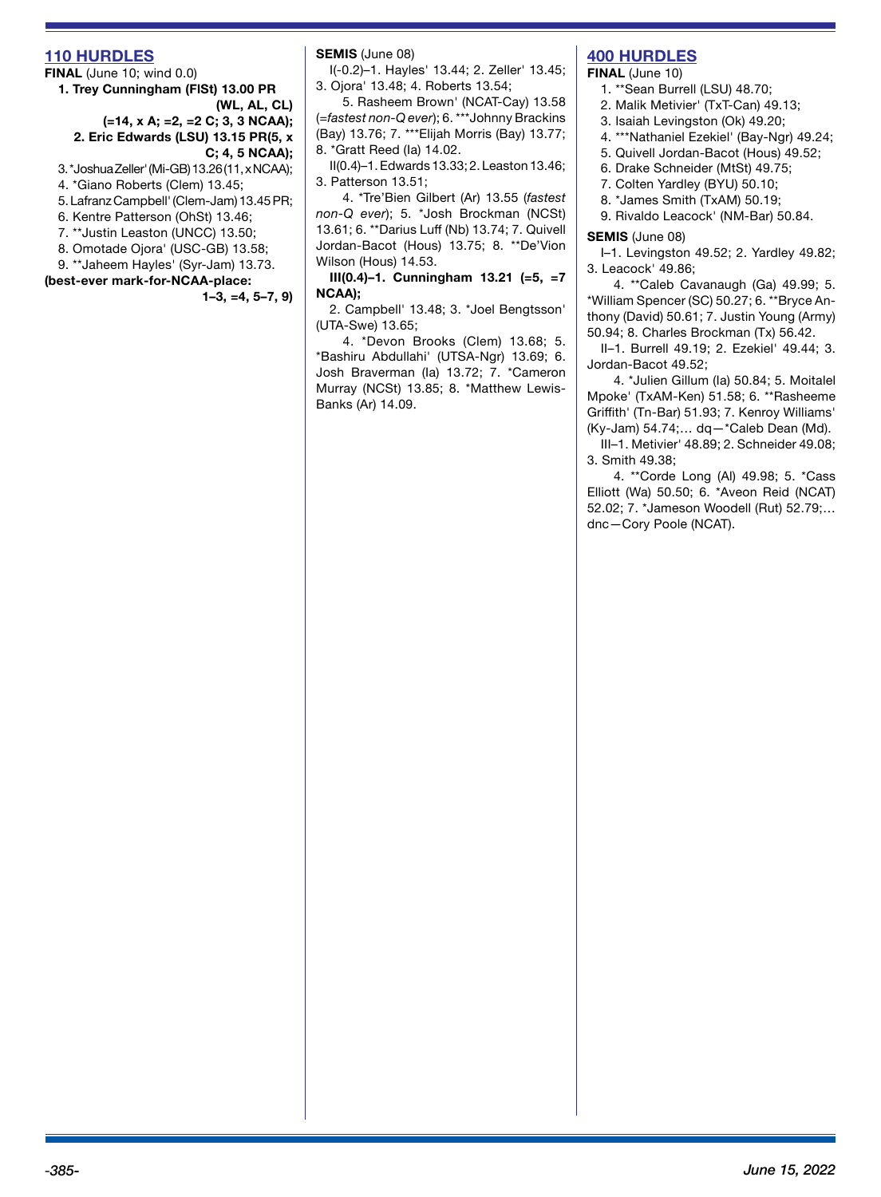## 110 HURDLES

**FINAL** (June 10; wind 0.0)

**1. Trey Cunningham (FlSt) 13.00 PR (WL, AL, CL) (=14, x A; =2, =2 C; 3, 3 NCAA);**
**2. Eric Edwards (LSU) 13.15 PR(5, x C; 4, 5 NCAA);**
3. *Joshua Zeller' (Mi-GB) 13.26 (11, x NCAA);
4. *Giano Roberts (Clem) 13.45;
5. Lafranz Campbell' (Clem-Jam) 13.45 PR;
6. Kentre Patterson (OhSt) 13.46;
7. **Justin Leaston (UNCC) 13.50;
8. Omotade Ojora' (USC-GB) 13.58;
9. **Jaheem Hayles' (Syr-Jam) 13.73.

**(best-ever mark-for-NCAA-place: 1–3, =4, 5–7, 9)**

**SEMIS** (June 08)

I(-0.2)–1. Hayles' 13.44; 2. Zeller' 13.45; 3. Ojora' 13.48; 4. Roberts 13.54;

5. Rasheem Brown' (NCAT-Cay) 13.58 (=*fastest non-Q ever*); 6. ***Johnny Brackins (Bay) 13.76; 7. ***Elijah Morris (Bay) 13.77; 8. *Gratt Reed (Ia) 14.02.

II(0.4)–1. Edwards 13.33; 2. Leaston 13.46; 3. Patterson 13.51;

4. *Tre'Bien Gilbert (Ar) 13.55 (*fastest non-Q ever*); 5. *Josh Brockman (NCSt) 13.61; 6. **Darius Luff (Nb) 13.74; 7. Quivell Jordan-Bacot (Hous) 13.75; 8. **De'Vion Wilson (Hous) 14.53.

**III(0.4)–1. Cunningham 13.21 (=5, =7 NCAA);**

2. Campbell' 13.48; 3. *Joel Bengtsson' (UTA-Swe) 13.65;

4. *Devon Brooks (Clem) 13.68; 5. *Bashiru Abdullahi' (UTSA-Ngr) 13.69; 6. Josh Braverman (Ia) 13.72; 7. *Cameron Murray (NCSt) 13.85; 8. *Matthew Lewis-Banks (Ar) 14.09.

## 400 HURDLES

**FINAL** (June 10)

1. **Sean Burrell (LSU) 48.70;
2. Malik Metivier' (TxT-Can) 49.13;
3. Isaiah Levingston (Ok) 49.20;
4. ***Nathaniel Ezekiel' (Bay-Ngr) 49.24;
5. Quivell Jordan-Bacot (Hous) 49.52;
6. Drake Schneider (MtSt) 49.75;
7. Colten Yardley (BYU) 50.10;
8. *James Smith (TxAM) 50.19;
9. Rivaldo Leacock' (NM-Bar) 50.84.

**SEMIS** (June 08)

I–1. Levingston 49.52; 2. Yardley 49.82; 3. Leacock' 49.86;

4. **Caleb Cavanaugh (Ga) 49.99; 5. *William Spencer (SC) 50.27; 6. **Bryce Anthony (David) 50.61; 7. Justin Young (Army) 50.94; 8. Charles Brockman (Tx) 56.42.

II–1. Burrell 49.19; 2. Ezekiel' 49.44; 3. Jordan-Bacot 49.52;

4. *Julien Gillum (Ia) 50.84; 5. Moitalel Mpoke' (TxAM-Ken) 51.58; 6. **Rasheeme Griffith' (Tn-Bar) 51.93; 7. Kenroy Williams' (Ky-Jam) 54.74;… dq—*Caleb Dean (Md).

III–1. Metivier' 48.89; 2. Schneider 49.08; 3. Smith 49.38;

4. **Corde Long (Al) 49.98; 5. *Cass Elliott (Wa) 50.50; 6. *Aveon Reid (NCAT) 52.02; 7. *Jameson Woodell (Rut) 52.79;… dnc—Cory Poole (NCAT).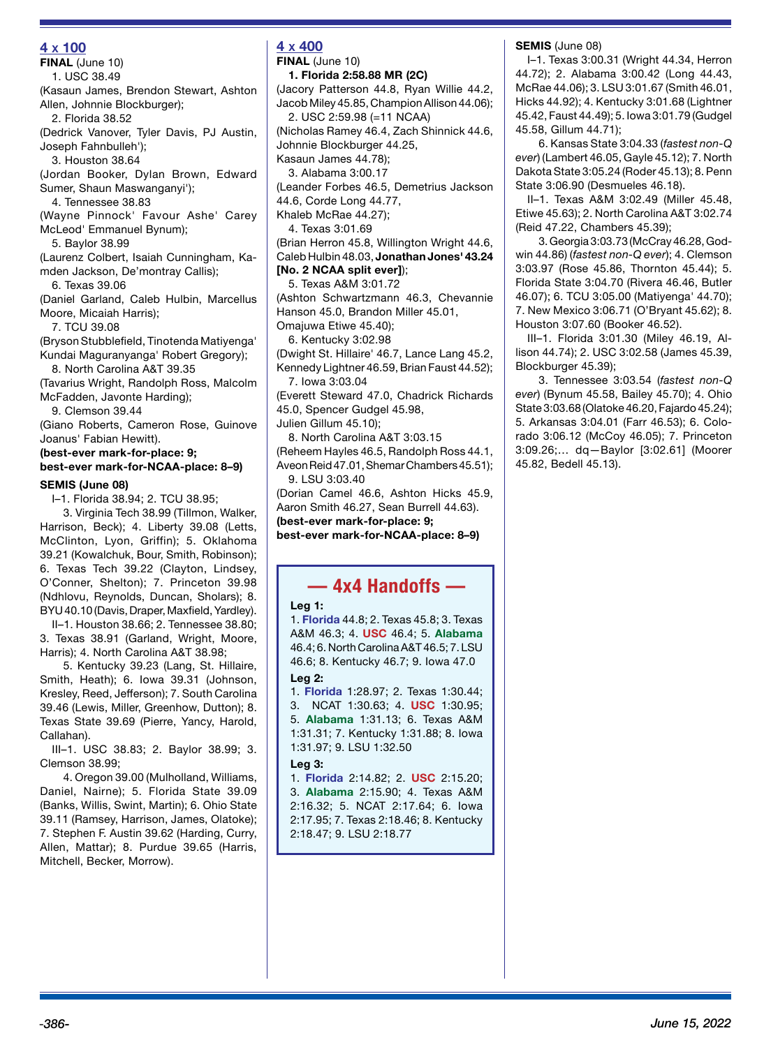## 4 x 100

**FINAL** (June 10)

1. USC 38.49
(Kasaun James, Brendon Stewart, Ashton Allen, Johnnie Blockburger);

2. Florida 38.52
(Dedrick Vanover, Tyler Davis, PJ Austin, Joseph Fahnbulleh');

3. Houston 38.64
(Jordan Booker, Dylan Brown, Edward Sumer, Shaun Maswanganyi');

4. Tennessee 38.83
(Wayne Pinnock' Favour Ashe' Carey McLeod' Emmanuel Bynum);

5. Baylor 38.99
(Laurenz Colbert, Isaiah Cunningham, Kamden Jackson, De'montray Callis);

6. Texas 39.06
(Daniel Garland, Caleb Hulbin, Marcellus Moore, Micaiah Harris);

7. TCU 39.08
(Bryson Stubblefield, Tinotenda Matiyenga' Kundai Maguranyanga' Robert Gregory);

8. North Carolina A&T 39.35
(Tavarius Wright, Randolph Ross, Malcolm McFadden, Javonte Harding);

9. Clemson 39.44
(Giano Roberts, Cameron Rose, Guinove Joanus' Fabian Hewitt).

**(best-ever mark-for-place: 9; best-ever mark-for-NCAA-place: 8–9)**

**SEMIS (June 08)**

I–1. Florida 38.94; 2. TCU 38.95;

3. Virginia Tech 38.99 (Tillmon, Walker, Harrison, Beck); 4. Liberty 39.08 (Letts, McClinton, Lyon, Griffin); 5. Oklahoma 39.21 (Kowalchuk, Bour, Smith, Robinson); 6. Texas Tech 39.22 (Clayton, Lindsey, O'Conner, Shelton); 7. Princeton 39.98 (Ndhlovu, Reynolds, Duncan, Sholars); 8. BYU 40.10 (Davis, Draper, Maxfield, Yardley).

II–1. Houston 38.66; 2. Tennessee 38.80; 3. Texas 38.91 (Garland, Wright, Moore, Harris); 4. North Carolina A&T 38.98;

5. Kentucky 39.23 (Lang, St. Hillaire, Smith, Heath); 6. Iowa 39.31 (Johnson, Kresley, Reed, Jefferson); 7. South Carolina 39.46 (Lewis, Miller, Greenhow, Dutton); 8. Texas State 39.69 (Pierre, Yancy, Harold, Callahan).

III–1. USC 38.83; 2. Baylor 38.99; 3. Clemson 38.99;

4. Oregon 39.00 (Mulholland, Williams, Daniel, Nairne); 5. Florida State 39.09 (Banks, Willis, Swint, Martin); 6. Ohio State 39.11 (Ramsey, Harrison, James, Olatoke); 7. Stephen F. Austin 39.62 (Harding, Curry, Allen, Mattar); 8. Purdue 39.65 (Harris, Mitchell, Becker, Morrow).

## 4 x 400

**FINAL** (June 10)

**1. Florida 2:58.88 MR (2C)**
(Jacory Patterson 44.8, Ryan Willie 44.2, Jacob Miley 45.85, Champion Allison 44.06);

2. USC 2:59.98 (=11 NCAA)
(Nicholas Ramey 46.4, Zach Shinnick 44.6, Johnnie Blockburger 44.25, Kasaun James 44.78);

3. Alabama 3:00.17
(Leander Forbes 46.5, Demetrius Jackson 44.6, Corde Long 44.77, Khaleb McRae 44.27);

4. Texas 3:01.69
(Brian Herron 45.8, Willington Wright 44.6, Caleb Hulbin 48.03, **Jonathan Jones' 43.24 [No. 2 NCAA split ever]**);

5. Texas A&M 3:01.72
(Ashton Schwartzmann 46.3, Chevannie Hanson 45.0, Brandon Miller 45.01, Omajuwa Etiwe 45.40);

6. Kentucky 3:02.98
(Dwight St. Hillaire' 46.7, Lance Lang 45.2, Kennedy Lightner 46.59, Brian Faust 44.52);

7. Iowa 3:03.04
(Everett Steward 47.0, Chadrick Richards 45.0, Spencer Gudgel 45.98, Julien Gillum 45.10);

8. North Carolina A&T 3:03.15
(Reheem Hayles 46.5, Randolph Ross 44.1, Aveon Reid 47.01, Shemar Chambers 45.51);

9. LSU 3:03.40
(Dorian Camel 46.6, Ashton Hicks 45.9, Aaron Smith 46.27, Sean Burrell 44.63).

**(best-ever mark-for-place: 9; best-ever mark-for-NCAA-place: 8–9)**

### — 4x4 Handoffs —

**Leg 1:**
1. Florida 44.8; 2. Texas 45.8; 3. Texas A&M 46.3; 4. USC 46.4; 5. Alabama 46.4; 6. North Carolina A&T 46.5; 7. LSU 46.6; 8. Kentucky 46.7; 9. Iowa 47.0

**Leg 2:**
1. Florida 1:28.97; 2. Texas 1:30.44; 3. NCAT 1:30.63; 4. USC 1:30.95; 5. Alabama 1:31.13; 6. Texas A&M 1:31.31; 7. Kentucky 1:31.88; 8. Iowa 1:31.97; 9. LSU 1:32.50

**Leg 3:**
1. Florida 2:14.82; 2. USC 2:15.20; 3. Alabama 2:15.90; 4. Texas A&M 2:16.32; 5. NCAT 2:17.64; 6. Iowa 2:17.95; 7. Texas 2:18.46; 8. Kentucky 2:18.47; 9. LSU 2:18.77

**SEMIS** (June 08)

I–1. Texas 3:00.31 (Wright 44.34, Herron 44.72); 2. Alabama 3:00.42 (Long 44.43, McRae 44.06); 3. LSU 3:01.67 (Smith 46.01, Hicks 44.92); 4. Kentucky 3:01.68 (Lightner 45.42, Faust 44.49); 5. Iowa 3:01.79 (Gudgel 45.58, Gillum 44.71);

6. Kansas State 3:04.33 (*fastest non-Q ever*) (Lambert 46.05, Gayle 45.12); 7. North Dakota State 3:05.24 (Roder 45.13); 8. Penn State 3:06.90 (Desmueles 46.18).

II–1. Texas A&M 3:02.49 (Miller 45.48, Etiwe 45.63); 2. North Carolina A&T 3:02.74 (Reid 47.22, Chambers 45.39);

3. Georgia 3:03.73 (McCray 46.28, Godwin 44.86) (*fastest non-Q ever*); 4. Clemson 3:03.97 (Rose 45.86, Thornton 45.44); 5. Florida State 3:04.70 (Rivera 46.46, Butler 46.07); 6. TCU 3:05.00 (Matiyenga' 44.70); 7. New Mexico 3:06.71 (O'Bryant 45.62); 8. Houston 3:07.60 (Booker 46.52).

III–1. Florida 3:01.30 (Miley 46.19, Allison 44.74); 2. USC 3:02.58 (James 45.39, Blockburger 45.39);

3. Tennessee 3:03.54 (*fastest non-Q ever*) (Bynum 45.58, Bailey 45.70); 4. Ohio State 3:03.68 (Olatoke 46.20, Fajardo 45.24); 5. Arkansas 3:04.01 (Farr 46.53); 6. Colorado 3:06.12 (McCoy 46.05); 7. Princeton 3:09.26;… dq—Baylor [3:02.61] (Moorer 45.82, Bedell 45.13).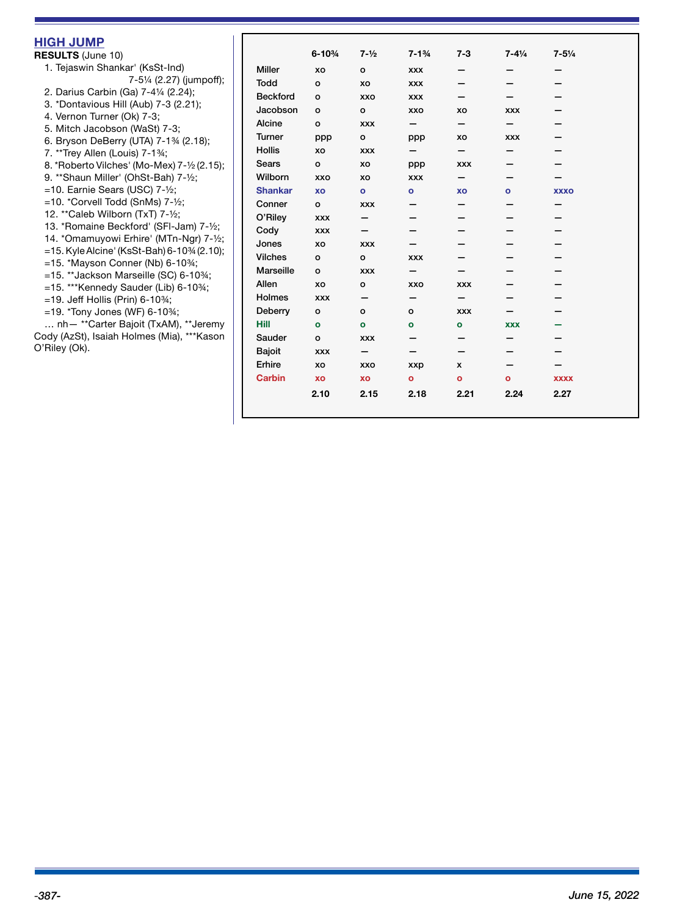## HIGH JUMP

**RESULTS** (June 10)

1. Tejaswin Shankar' (KsSt-Ind) 7-5¼ (2.27) (jumpoff);
2. Darius Carbin (Ga) 7-4¼ (2.24);
3. *Dontavious Hill (Aub) 7-3 (2.21);
4. Vernon Turner (Ok) 7-3;
5. Mitch Jacobson (WaSt) 7-3;
6. Bryson DeBerry (UTA) 7-1¾ (2.18);
7. **Trey Allen (Louis) 7-1¾;
8. *Roberto Vilches' (Mo-Mex) 7-½ (2.15);
9. **Shaun Miller' (OhSt-Bah) 7-½;

=10. Earnie Sears (USC) 7-½;
=10. *Corvell Todd (SnMs) 7-½;
12. **Caleb Wilborn (TxT) 7-½;
13. *Romaine Beckford' (SFl-Jam) 7-½;
14. *Omamuyowi Erhire' (MTn-Ngr) 7-½;
=15. Kyle Alcine' (KsSt-Bah) 6-10¾ (2.10);
=15. *Mayson Conner (Nb) 6-10¾;
=15. **Jackson Marseille (SC) 6-10¾;
=15. ***Kennedy Sauder (Lib) 6-10¾;
=19. Jeff Hollis (Prin) 6-10¾;
=19. *Tony Jones (WF) 6-10¾;

… nh— **Carter Bajoit (TxAM), **Jeremy Cody (AzSt), Isaiah Holmes (Mia), ***Kason O'Riley (Ok).

| | 6-10¾ | 7-½ | 7-1¾ | 7-3 | 7-4¼ | 7-5¼ |
|---|---|---|---|---|---|---|
| Miller | xo | o | xxx | — | — | — |
| Todd | o | xo | xxx | — | — | — |
| Beckford | o | xxo | xxx | — | — | — |
| Jacobson | o | o | xxo | xo | xxx | — |
| Alcine | o | xxx | — | — | — | — |
| Turner | ppp | o | ppp | xo | xxx | — |
| Hollis | xo | xxx | — | — | — | — |
| Sears | o | xo | ppp | xxx | — | — |
| Wilborn | xxo | xo | xxx | — | — | — |
| Shankar | xo | o | o | xo | o | xxxo |
| Conner | o | xxx | — | — | — | — |
| O'Riley | xxx | — | — | — | — | — |
| Cody | xxx | — | — | — | — | — |
| Jones | xo | xxx | — | — | — | — |
| Vilches | o | o | xxx | — | — | — |
| Marseille | o | xxx | — | — | — | — |
| Allen | xo | o | xxo | xxx | — | — |
| Holmes | xxx | — | — | — | — | — |
| Deberry | o | o | o | xxx | — | — |
| Hill | o | o | o | o | xxx | — |
| Sauder | o | xxx | — | — | — | — |
| Bajoit | xxx | — | — | — | — | — |
| Erhire | xo | xxo | xxp | x | — | — |
| Carbin | xo | xo | o | o | o | xxxx |
| | 2.10 | 2.15 | 2.18 | 2.21 | 2.24 | 2.27 |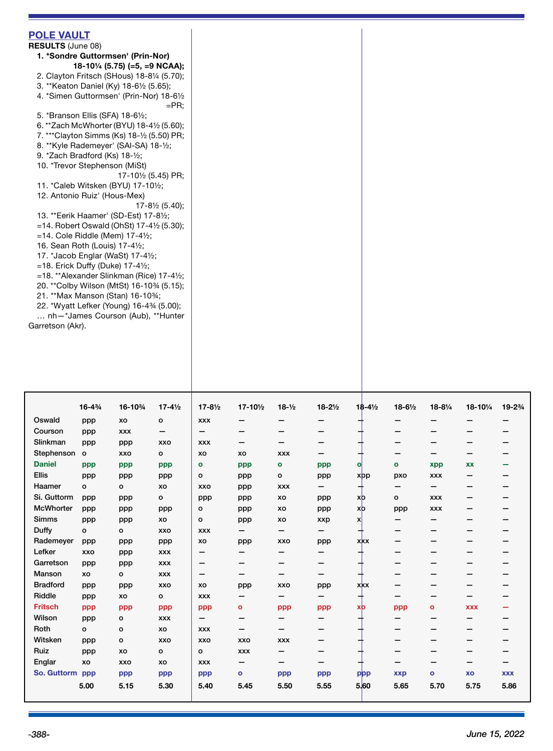## POLE VAULT

**RESULTS** (June 08)

1. **\*Sondre Guttormsen' (Prin-Nor) 18-10¼ (5.75) (=5, =9 NCAA);**
2. Clayton Fritsch (SHous) 18-8¼ (5.70);
3. \*\*Keaton Daniel (Ky) 18-6½ (5.65);
4. \*Simen Guttormsen' (Prin-Nor) 18-6½ =PR;
5. \*Branson Ellis (SFA) 18-6½;
6. \*\*Zach McWhorter (BYU) 18-4½ (5.60);
7. \*\*\*Clayton Simms (Ks) 18-½ (5.50) PR;
8. \*\*Kyle Rademeyer' (SAl-SA) 18-½;
9. \*Zach Bradford (Ks) 18-½;
10. \*Trevor Stephenson (MiSt) 17-10½ (5.45) PR;
11. \*Caleb Witsken (BYU) 17-10½;
12. Antonio Ruiz' (Hous-Mex) 17-8½ (5.40);
13. \*\*Eerik Haamer' (SD-Est) 17-8½;

=14. Robert Oswald (OhSt) 17-4½ (5.30);
=14. Cole Riddle (Mem) 17-4½;
16. Sean Roth (Louis) 17-4½;
17. \*Jacob Englar (WaSt) 17-4½;
=18. Erick Duffy (Duke) 17-4½;
=18. \*\*Alexander Slinkman (Rice) 17-4½;
20. \*\*Colby Wilson (MtSt) 16-10¾ (5.15);
21. \*\*Max Manson (Stan) 16-10¾;
22. \*Wyatt Lefker (Young) 16-4¾ (5.00);
… nh—\*James Courson (Aub), \*\*Hunter Garretson (Akr).

| | 16-4¾ | 16-10¾ | 17-4½ | 17-8½ | 17-10½ | 18-½ | 18-2½ | 18-4½ | 18-6½ | 18-8¼ | 18-10¼ | 19-2¾ |
|---|---|---|---|---|---|---|---|---|---|---|---|---|
| Oswald | ppp | xo | o | xxx | — | — | — | — | — | — | — | — |
| Courson | ppp | xxx | — | — | — | — | — | — | — | — | — | — |
| Slinkman | ppp | ppp | xxo | xxx | — | — | — | — | — | — | — | — |
| Stephenson | o | xxo | o | xo | xo | xxx | — | — | — | — | — | — |
| Daniel | ppp | ppp | ppp | o | ppp | o | ppp | o | o | xpp | xx | — |
| Ellis | ppp | ppp | ppp | o | ppp | o | ppp | xpp | pxo | xxx | — | — |
| Haamer | o | o | xo | xxo | ppp | xxx | — | — | — | — | — | — |
| Si. Guttorm | ppp | ppp | o | ppp | ppp | xo | ppp | xo | o | xxx | — | — |
| McWhorter | ppp | ppp | ppp | o | ppp | xo | ppp | xo | ppp | xxx | — | — |
| Simms | ppp | ppp | xo | o | ppp | xo | xxp | x | — | — | — | — |
| Duffy | o | o | xxo | xxx | — | — | — | — | — | — | — | — |
| Rademeyer | ppp | ppp | ppp | xo | ppp | xxo | ppp | xxx | — | — | — | — |
| Lefker | xxo | ppp | xxx | — | — | — | — | — | — | — | — | — |
| Garretson | ppp | ppp | xxx | — | — | — | — | — | — | — | — | — |
| Manson | xo | o | xxx | — | — | — | — | — | — | — | — | — |
| Bradford | ppp | ppp | xxo | xo | ppp | xxo | ppp | xxx | — | — | — | — |
| Riddle | ppp | xo | o | xxx | — | — | — | — | — | — | — | — |
| Fritsch | ppp | ppp | ppp | ppp | o | ppp | ppp | xo | ppp | o | xxx | — |
| Wilson | ppp | o | xxx | — | — | — | — | — | — | — | — | — |
| Roth | o | o | xo | xxx | — | — | — | — | — | — | — | — |
| Witsken | ppp | o | xxo | xxo | xxo | xxx | — | — | — | — | — | — |
| Ruiz | ppp | xo | o | o | xxx | — | — | — | — | — | — | — |
| Englar | xo | xxo | xo | xxx | — | — | — | — | — | — | — | — |
| So. Guttorm | ppp | ppp | ppp | ppp | o | ppp | ppp | ppp | xxp | o | xo | xxx |
| | 5.00 | 5.15 | 5.30 | 5.40 | 5.45 | 5.50 | 5.55 | 5.60 | 5.65 | 5.70 | 5.75 | 5.86 |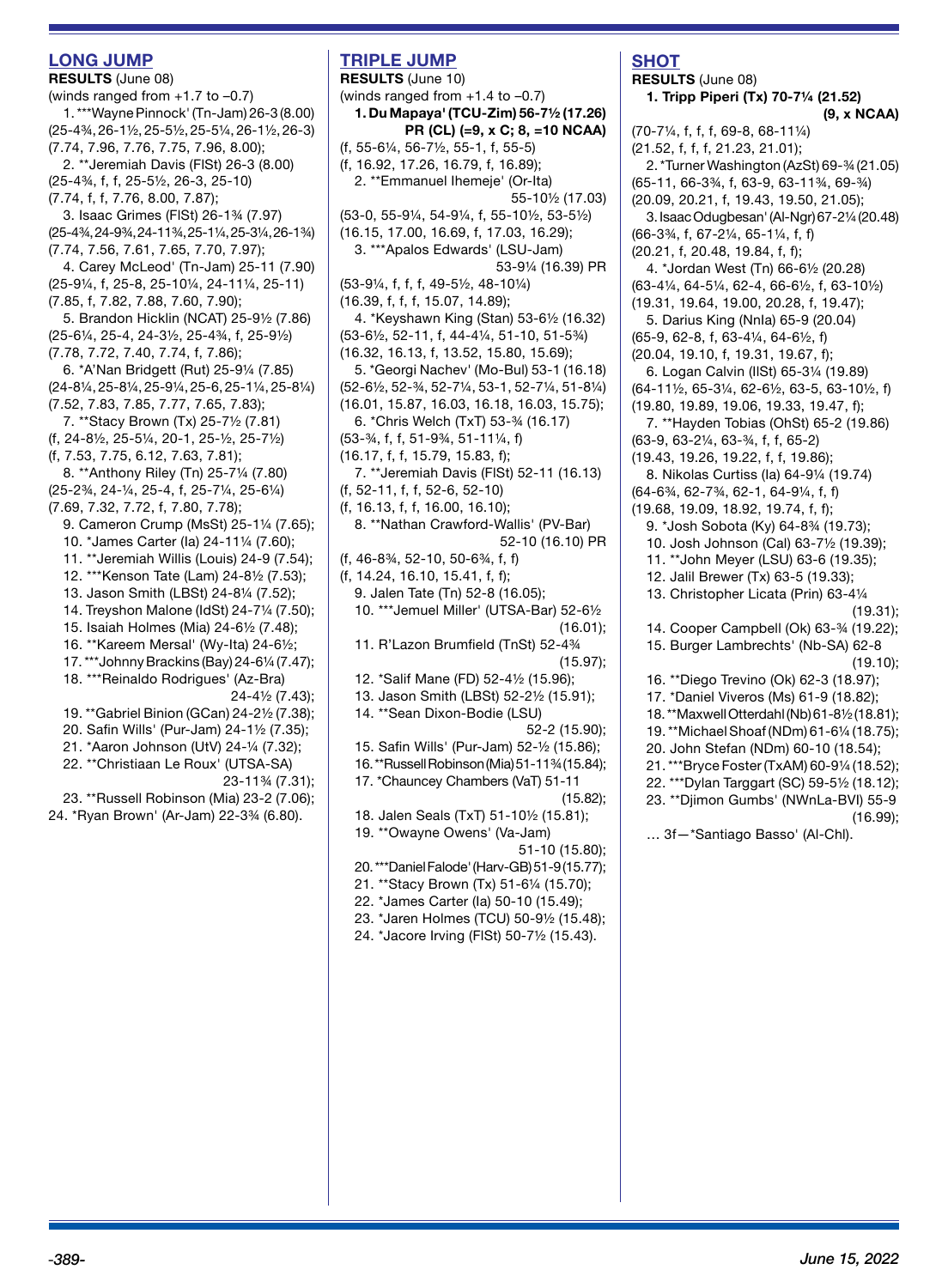## LONG JUMP

**RESULTS** (June 08)

(winds ranged from +1.7 to –0.7)

1. ***Wayne Pinnock' (Tn-Jam) 26-3 (8.00) (25-4¾, 26-1½, 25-5½, 25-5¼, 26-1½, 26-3) (7.74, 7.96, 7.76, 7.75, 7.96, 8.00);
2. **Jeremiah Davis (FlSt) 26-3 (8.00) (25-4¾, f, f, 25-5½, 26-3, 25-10) (7.74, f, f, 7.76, 8.00, 7.87);
3. Isaac Grimes (FlSt) 26-1¾ (7.97) (25-4¾, 24-9¾, 24-11¾, 25-1¼, 25-3¼, 26-1¾) (7.74, 7.56, 7.61, 7.65, 7.70, 7.97);
4. Carey McLeod' (Tn-Jam) 25-11 (7.90) (25-9¼, f, 25-8, 25-10¼, 24-11¼, 25-11) (7.85, f, 7.82, 7.88, 7.60, 7.90);
5. Brandon Hicklin (NCAT) 25-9½ (7.86) (25-6¼, 25-4, 24-3½, 25-4¾, f, 25-9½) (7.78, 7.72, 7.40, 7.74, f, 7.86);
6. *A'Nan Bridgett (Rut) 25-9¼ (7.85) (24-8¾, 25-8¼, 25-9¼, 25-6, 25-1¼, 25-8¼) (7.52, 7.83, 7.85, 7.77, 7.65, 7.83);
7. **Stacy Brown (Tx) 25-7½ (7.81) (f, 24-8½, 25-5¼, 20-1, 25-½, 25-7½) (f, 7.53, 7.75, 6.12, 7.63, 7.81);
8. **Anthony Riley (Tn) 25-7¼ (7.80) (25-2¾, 24-¼, 25-4, f, 25-7¼, 25-6¼) (7.69, 7.32, 7.72, f, 7.80, 7.78);
9. Cameron Crump (MsSt) 25-1¼ (7.65);
10. *James Carter (Ia) 24-11¼ (7.60);
11. **Jeremiah Willis (Louis) 24-9 (7.54);
12. ***Kenson Tate (Lam) 24-8½ (7.53);
13. Jason Smith (LBSt) 24-8¼ (7.52);
14. Treyshon Malone (IdSt) 24-7¼ (7.50);
15. Isaiah Holmes (Mia) 24-6½ (7.48);
16. **Kareem Mersal' (Wy-Ita) 24-6½;
17. ***Johnny Brackins (Bay) 24-6¼ (7.47);
18. ***Reinaldo Rodrigues' (Az-Bra) 24-4½ (7.43);
19. **Gabriel Binion (GCan) 24-2½ (7.38);
20. Safin Wills' (Pur-Jam) 24-1½ (7.35);
21. *Aaron Johnson (UtV) 24-¼ (7.32);
22. **Christiaan Le Roux' (UTSA-SA) 23-11¾ (7.31);
23. **Russell Robinson (Mia) 23-2 (7.06);
24. *Ryan Brown' (Ar-Jam) 22-3¾ (6.80).

## TRIPLE JUMP

**RESULTS** (June 10)

(winds ranged from +1.4 to –0.7)

1. **Du Mapaya' (TCU-Zim) 56-7½ (17.26) PR (CL) (=9, x C; 8, =10 NCAA)** (f, 55-6¼, 56-7½, 55-1, f, 55-5) (f, 16.92, 17.26, 16.79, f, 16.89);
2. **Emmanuel Ihemeje' (Or-Ita) 55-10½ (17.03) (53-0, 55-9¼, 54-9¼, f, 55-10½, 53-5½) (16.15, 17.00, 16.69, f, 17.03, 16.29);
3. ***Apalos Edwards' (LSU-Jam) 53-9¼ (16.39) PR (53-9¼, f, f, f, 49-5½, 48-10¼) (16.39, f, f, f, 15.07, 14.89);
4. *Keyshawn King (Stan) 53-6½ (16.32) (53-6½, 52-11, f, 44-4¼, 51-10, 51-5¾) (16.32, 16.13, f, 13.52, 15.80, 15.69);
5. *Georgi Nachev' (Mo-Bul) 53-1 (16.18) (52-6½, 52-¾, 52-7¼, 53-1, 52-7¼, 51-8¼) (16.01, 15.87, 16.03, 16.18, 16.03, 15.75);
6. *Chris Welch (TxT) 53-¾ (16.17) (53-¾, f, f, 51-9¾, 51-11¼, f) (16.17, f, f, 15.79, 15.83, f);
7. **Jeremiah Davis (FlSt) 52-11 (16.13) (f, 52-11, f, f, 52-6, 52-10) (f, 16.13, f, f, 16.00, 16.10);
8. **Nathan Crawford-Wallis' (PV-Bar) 52-10 (16.10) PR (f, 46-8¾, 52-10, 50-6¾, f, f) (f, 14.24, 16.10, 15.41, f, f);
9. Jalen Tate (Tn) 52-8 (16.05);
10. ***Jemuel Miller' (UTSA-Bar) 52-6½ (16.01);
11. R'Lazon Brumfield (TnSt) 52-4¾ (15.97);
12. *Salif Mane (FD) 52-4½ (15.96);
13. Jason Smith (LBSt) 52-2½ (15.91);
14. **Sean Dixon-Bodie (LSU) 52-2 (15.90);
15. Safin Wills' (Pur-Jam) 52-½ (15.86);
16. **Russell Robinson (Mia) 51-11¾ (15.84);
17. *Chauncey Chambers (VaT) 51-11 (15.82);
18. Jalen Seals (TxT) 51-10½ (15.81);
19. **Owayne Owens' (Va-Jam) 51-10 (15.80);
20. ***Daniel Falode' (Harv-GB) 51-9 (15.77);
21. **Stacy Brown (Tx) 51-6¼ (15.70);
22. *James Carter (Ia) 50-10 (15.49);
23. *Jaren Holmes (TCU) 50-9½ (15.48);
24. *Jacore Irving (FlSt) 50-7½ (15.43).

## SHOT

**RESULTS** (June 08)

1. **Tripp Piperi (Tx) 70-7¼ (21.52) (9, x NCAA)** (70-7¼, f, f, f, 69-8, 68-11¼) (21.52, f, f, f, 21.23, 21.01);
2. *Turner Washington (AzSt) 69-¾ (21.05) (65-11, 66-3¾, f, 63-9, 63-11¾, 69-¾) (20.09, 20.21, f, 19.43, 19.50, 21.05);
3. Isaac Odugbesan' (Al-Ngr) 67-2¼ (20.48) (66-3¾, f, 67-2¼, 65-1¼, f, f) (20.21, f, 20.48, 19.84, f, f);
4. *Jordan West (Tn) 66-6½ (20.28) (63-4¼, 64-5¼, 62-4, 66-6½, f, 63-10½) (19.31, 19.64, 19.00, 20.28, f, 19.47);
5. Darius King (NnIa) 65-9 (20.04) (65-9, 62-8, f, 63-4¼, 64-6½, f) (20.04, 19.10, f, 19.31, 19.67, f);
6. Logan Calvin (IlSt) 65-3¼ (19.89) (64-11½, 65-3¼, 62-6½, 63-5, 63-10½, f) (19.80, 19.89, 19.06, 19.33, 19.47, f);
7. **Hayden Tobias (OhSt) 65-2 (19.86) (63-9, 63-2¼, 63-¾, f, f, 65-2) (19.43, 19.26, 19.22, f, f, 19.86);
8. Nikolas Curtiss (Ia) 64-9¼ (19.74) (64-6¾, 62-7¾, 62-1, 64-9¼, f, f) (19.68, 19.09, 18.92, 19.74, f, f);
9. *Josh Sobota (Ky) 64-8¾ (19.73);
10. Josh Johnson (Cal) 63-7½ (19.39);
11. **John Meyer (LSU) 63-6 (19.35);
12. Jalil Brewer (Tx) 63-5 (19.33);
13. Christopher Licata (Prin) 63-4¼ (19.31);
14. Cooper Campbell (Ok) 63-¾ (19.22);
15. Burger Lambrechts' (Nb-SA) 62-8 (19.10);
16. **Diego Trevino (Ok) 62-3 (18.97);
17. *Daniel Viveros (Ms) 61-9 (18.82);
18. **Maxwell Otterdahl (Nb) 61-8½ (18.81);
19. **Michael Shoaf (NDm) 61-6¼ (18.75);
20. John Stefan (NDm) 60-10 (18.54);
21. ***Bryce Foster (TxAM) 60-9¼ (18.52);
22. ***Dylan Targgart (SC) 59-5½ (18.12);
23. **Djimon Gumbs' (NWnLa-BVI) 55-9 (16.99);

… 3f—*Santiago Basso' (Al-Chl).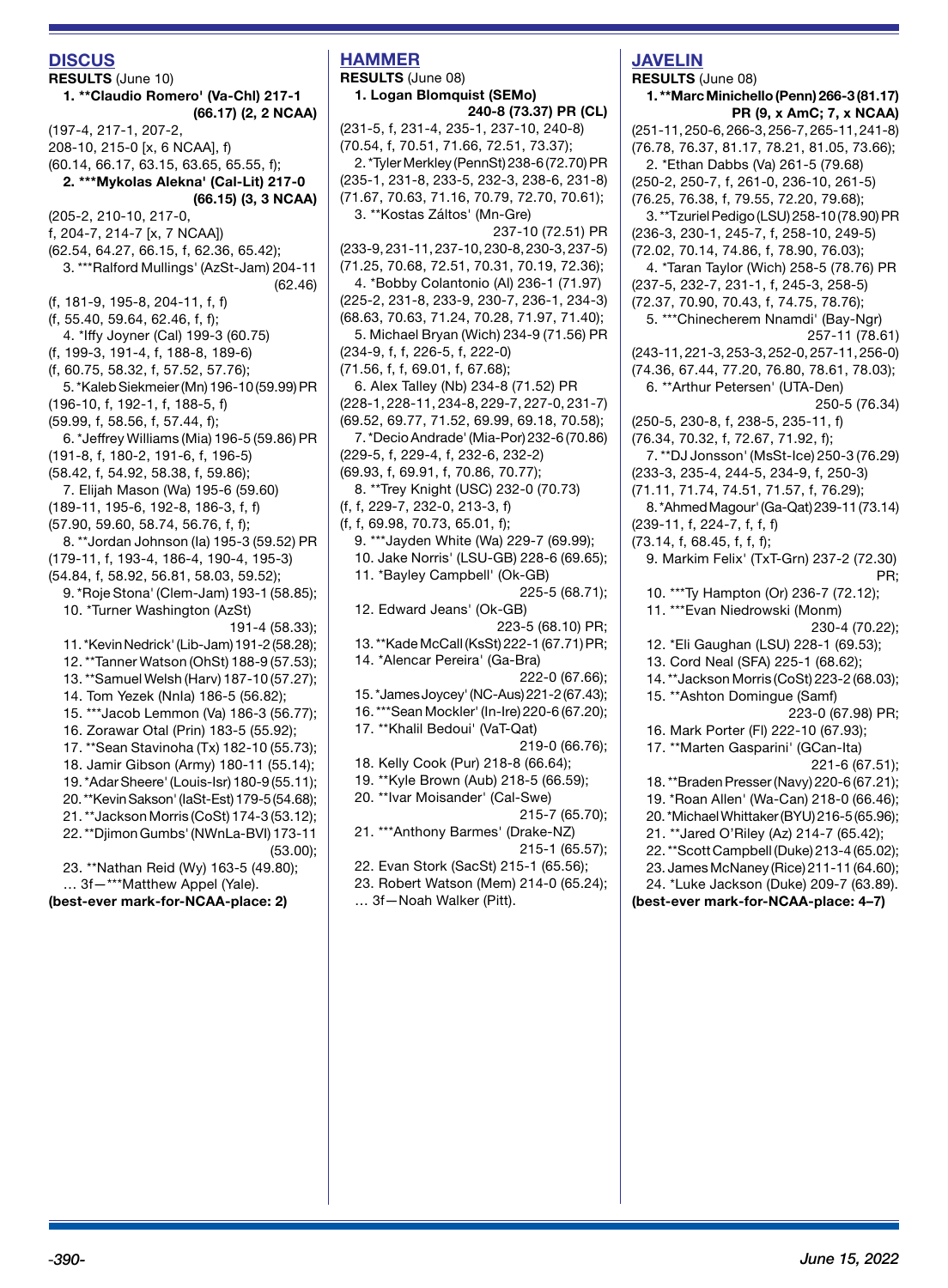## DISCUS

**RESULTS** (June 10)

**1. **Claudio Romero' (Va-Chl) 217-1 (66.17) (2, 2 NCAA)**
(197-4, 217-1, 207-2, 208-10, 215-0 [x, 6 NCAA], f)
(60.14, 66.17, 63.15, 63.65, 65.55, f);

**2. ***Mykolas Alekna' (Cal-Lit) 217-0 (66.15) (3, 3 NCAA)**
(205-2, 210-10, 217-0, f, 204-7, 214-7 [x, 7 NCAA])
(62.54, 64.27, 66.15, f, 62.36, 65.42);

3. ***Ralford Mullings' (AzSt-Jam) 204-11 (62.46)
(f, 181-9, 195-8, 204-11, f, f)
(f, 55.40, 59.64, 62.46, f, f);

4. *Iffy Joyner (Cal) 199-3 (60.75)
(f, 199-3, 191-4, f, 188-8, 189-6)
(f, 60.75, 58.32, f, 57.52, 57.76);

5. *Kaleb Siekmeier (Mn) 196-10 (59.99) PR
(196-10, f, 192-1, f, 188-5, f)
(59.99, f, 58.56, f, 57.44, f);

6. *Jeffrey Williams (Mia) 196-5 (59.86) PR
(191-8, f, 180-2, 191-6, f, 196-5)
(58.42, f, 54.92, 58.38, f, 59.86);

7. Elijah Mason (Wa) 195-6 (59.60)
(189-11, 195-6, 192-8, 186-3, f, f)
(57.90, 59.60, 58.74, 56.76, f, f);

8. **Jordan Johnson (Ia) 195-3 (59.52) PR
(179-11, f, 193-4, 186-4, 190-4, 195-3)
(54.84, f, 58.92, 56.81, 58.03, 59.52);

9. *Roje Stona' (Clem-Jam) 193-1 (58.85);
10. *Turner Washington (AzSt) 191-4 (58.33);
11. *Kevin Nedrick' (Lib-Jam) 191-2 (58.28);
12. **Tanner Watson (OhSt) 188-9 (57.53);
13. **Samuel Welsh (Harv) 187-10 (57.27);
14. Tom Yezek (NnIa) 186-5 (56.82);
15. ***Jacob Lemmon (Va) 186-3 (56.77);
16. Zorawar Otal (Prin) 183-5 (55.92);
17. **Sean Stavinoha (Tx) 182-10 (55.73);
18. Jamir Gibson (Army) 180-11 (55.14);
19. *Adar Sheere' (Louis-Isr) 180-9 (55.11);
20. **Kevin Sakson' (IaSt-Est) 179-5 (54.68);
21. **Jackson Morris (CoSt) 174-3 (53.12);
22. **Djimon Gumbs' (NWnLa-BVI) 173-11 (53.00);
23. **Nathan Reid (Wy) 163-5 (49.80);
… 3f—***Matthew Appel (Yale).

**(best-ever mark-for-NCAA-place: 2)**

## HAMMER

**RESULTS** (June 08)

**1. Logan Blomquist (SEMo) 240-8 (73.37) PR (CL)**
(231-5, f, 231-4, 235-1, 237-10, 240-8)
(70.54, f, 70.51, 71.66, 72.51, 73.37);

2. *Tyler Merkley (PennSt) 238-6 (72.70) PR
(235-1, 231-8, 233-5, 232-3, 238-6, 231-8)
(71.67, 70.63, 71.16, 70.79, 72.70, 70.61);

3. **Kostas Záltos' (Mn-Gre) 237-10 (72.51) PR
(233-9, 231-11, 237-10, 230-8, 230-3, 237-5)
(71.25, 70.68, 72.51, 70.31, 70.19, 72.36);

4. *Bobby Colantonio (Al) 236-1 (71.97)
(225-2, 231-8, 233-9, 230-7, 236-1, 234-3)
(68.63, 70.63, 71.24, 70.28, 71.97, 71.40);

5. Michael Bryan (Wich) 234-9 (71.56) PR
(234-9, f, f, 226-5, f, 222-0)
(71.56, f, f, 69.01, f, 67.68);

6. Alex Talley (Nb) 234-8 (71.52) PR
(228-1, 228-11, 234-8, 229-7, 227-0, 231-7)
(69.52, 69.77, 71.52, 69.99, 69.18, 70.58);

7. *Decio Andrade' (Mia-Por) 232-6 (70.86)
(229-5, f, 229-4, f, 232-6, 232-2)
(69.93, f, 69.91, f, 70.86, 70.77);

8. **Trey Knight (USC) 232-0 (70.73)
(f, f, 229-7, 232-0, 213-3, f)
(f, f, 69.98, 70.73, 65.01, f);

9. ***Jayden White (Wa) 229-7 (69.99);
10. Jake Norris' (LSU-GB) 228-6 (69.65);
11. *Bayley Campbell' (Ok-GB) 225-5 (68.71);
12. Edward Jeans' (Ok-GB) 223-5 (68.10) PR;
13. **Kade McCall (KsSt) 222-1 (67.71) PR;
14. *Alencar Pereira' (Ga-Bra) 222-0 (67.66);
15. *James Joycey' (NC-Aus) 221-2 (67.43);
16. ***Sean Mockler' (In-Ire) 220-6 (67.20);
17. **Khalil Bedoui' (VaT-Qat) 219-0 (66.76);
18. Kelly Cook (Pur) 218-8 (66.64);
19. **Kyle Brown (Aub) 218-5 (66.59);
20. **Ivar Moisander' (Cal-Swe) 215-7 (65.70);
21. ***Anthony Barmes' (Drake-NZ) 215-1 (65.57);
22. Evan Stork (SacSt) 215-1 (65.56);
23. Robert Watson (Mem) 214-0 (65.24);
… 3f—Noah Walker (Pitt).

## JAVELIN

**RESULTS** (June 08)

**1. **Marc Minichello (Penn) 266-3 (81.17) PR (9, x AmC; 7, x NCAA)**
(251-11, 250-6, 266-3, 256-7, 265-11, 241-8)
(76.78, 76.37, 81.17, 78.21, 81.05, 73.66);

2. *Ethan Dabbs (Va) 261-5 (79.68)
(250-2, 250-7, f, 261-0, 236-10, 261-5)
(76.25, 76.38, f, 79.55, 72.20, 79.68);

3. **Tzuriel Pedigo (LSU) 258-10 (78.90) PR
(236-3, 230-1, 245-7, f, 258-10, 249-5)
(72.02, 70.14, 74.86, f, 78.90, 76.03);

4. *Taran Taylor (Wich) 258-5 (78.76) PR
(237-5, 232-7, 231-1, f, 245-3, 258-5)
(72.37, 70.90, 70.43, f, 74.75, 78.76);

5. ***Chinecherem Nnamdi' (Bay-Ngr) 257-11 (78.61)
(243-11, 221-3, 253-3, 252-0, 257-11, 256-0)
(74.36, 67.44, 77.20, 76.80, 78.61, 78.03);

6. **Arthur Petersen' (UTA-Den) 250-5 (76.34)
(250-5, 230-8, f, 238-5, 235-11, f)
(76.34, 70.32, f, 72.67, 71.92, f);

7. **DJ Jonsson' (MsSt-Ice) 250-3 (76.29)
(233-3, 235-4, 244-5, 234-9, f, 250-3)
(71.11, 71.74, 74.51, 71.57, f, 76.29);

8. *Ahmed Magour' (Ga-Qat) 239-11 (73.14)
(239-11, f, 224-7, f, f, f)
(73.14, f, 68.45, f, f, f);

9. Markim Felix' (TxT-Grn) 237-2 (72.30) PR;
10. ***Ty Hampton (Or) 236-7 (72.12);
11. ***Evan Niedrowski (Monm) 230-4 (70.22);
12. *Eli Gaughan (LSU) 228-1 (69.53);
13. Cord Neal (SFA) 225-1 (68.62);
14. **Jackson Morris (CoSt) 223-2 (68.03);
15. **Ashton Domingue (Samf) 223-0 (67.98) PR;
16. Mark Porter (Fl) 222-10 (67.93);
17. **Marten Gasparini' (GCan-Ita) 221-6 (67.51);
18. **Braden Presser (Navy) 220-6 (67.21);
19. *Roan Allen' (Wa-Can) 218-0 (66.46);
20. *Michael Whittaker (BYU) 216-5 (65.96);
21. **Jared O'Riley (Az) 214-7 (65.42);
22. **Scott Campbell (Duke) 213-4 (65.02);
23. James McNaney (Rice) 211-11 (64.60);
24. *Luke Jackson (Duke) 209-7 (63.89).

**(best-ever mark-for-NCAA-place: 4–7)**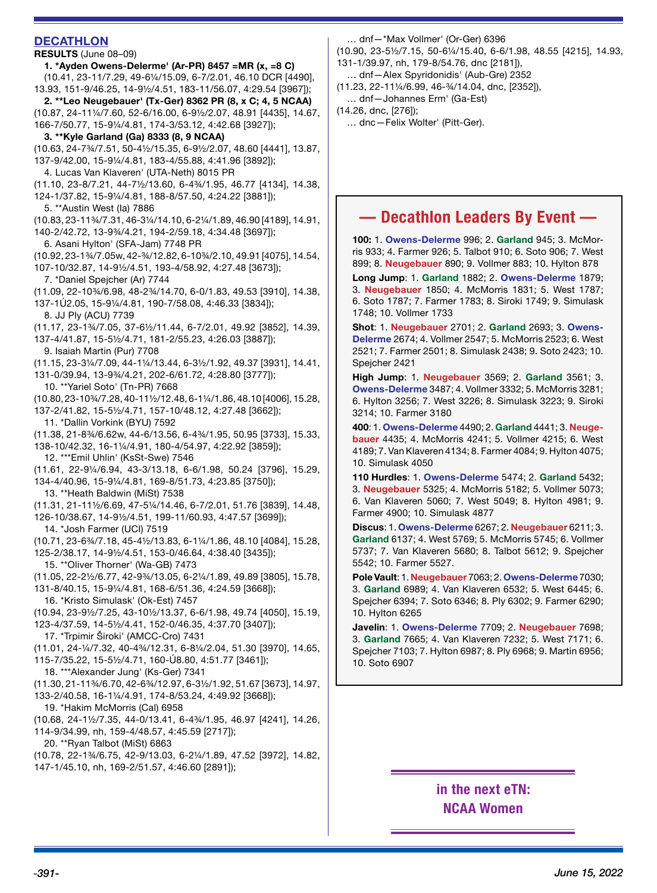## DECATHLON

**RESULTS** (June 08–09)

**1. *Ayden Owens-Delerme' (Ar-PR) 8457 =MR (x, =8 C)**
(10.41, 23-11/7.29, 49-6¼/15.09, 6-7/2.01, 46.10 DCR [4490], 13.93, 151-9/46.25, 14-9½/4.51, 183-11/56.07, 4:29.54 [3967]);

**2. **Leo Neugebauer' (Tx-Ger) 8362 PR (8, x C; 4, 5 NCAA)**
(10.87, 24-11¼/7.60, 52-6/16.00, 6-9½/2.07, 48.91 [4435], 14.67, 166-7/50.77, 15-9¼/4.81, 174-3/53.12, 4:42.68 [3927]);

**3. **Kyle Garland (Ga) 8333 (8, 9 NCAA)**
(10.63, 24-7¾/7.51, 50-4½/15.35, 6-9½/2.07, 48.60 [4441], 13.87, 137-9/42.00, 15-9¼/4.81, 183-4/55.88, 4:41.96 [3892]);

4. Lucas Van Klaveren' (UTA-Neth) 8015 PR
(11.10, 23-8/7.21, 44-7½/13.60, 6-4¾/1.95, 46.77 [4134], 14.38, 124-1/37.82, 15-9¼/4.81, 188-8/57.50, 4:24.22 [3881]);

5. **Austin West (Ia) 7886
(10.83, 23-11¾/7.31, 46-3¼/14.10, 6-2¼/1.89, 46.90 [4189], 14.91, 140-2/42.72, 13-9¾/4.21, 194-2/59.18, 4:34.48 [3697]);

6. Asani Hylton' (SFA-Jam) 7748 PR
(10.92, 23-1¾/7.05w, 42-¾/12.82, 6-10¾/2.10, 49.91 [4075], 14.54, 107-10/32.87, 14-9½/4.51, 193-4/58.92, 4:27.48 [3673]);

7. *Daniel Spejcher (Ar) 7744
(11.09, 22-10¾/6.98, 48-2¾/14.70, 6-0/1.83, 49.53 [3910], 14.38, 137-1Ú2.05, 15-9¼/4.81, 190-7/58.08, 4:46.33 [3834]);

8. JJ Ply (ACU) 7739
(11.17, 23-1¾/7.05, 37-6½/11.44, 6-7/2.01, 49.92 [3852], 14.39, 137-4/41.87, 15-5½/4.71, 181-2/55.23, 4:26.03 [3887]);

9. Isaiah Martin (Pur) 7708
(11.15, 23-3¼/7.09, 44-1¼/13.44, 6-3½/1.92, 49.37 [3931], 14.41, 131-0/39.94, 13-9¾/4.21, 202-6/61.72, 4:28.80 [3777]);

10. **Yariel Soto' (Tn-PR) 7668
(10.80, 23-10¾/7.28, 40-11½/12.48, 6-1¼/1.86, 48.10 [4006], 15.28, 137-2/41.82, 15-5½/4.71, 157-10/48.12, 4:27.48 [3662]);

11. *Dallin Vorkink (BYU) 7592
(11.38, 21-8¾/6.62w, 44-6/13.56, 6-4¾/1.95, 50.95 [3733], 15.33, 138-10/42.32, 16-1¼/4.91, 180-4/54.97, 4:22.92 [3859]);

12. ***Emil Uhlin' (KsSt-Swe) 7546
(11.61, 22-9¼/6.94, 43-3/13.18, 6-6/1.98, 50.24 [3796], 15.29, 134-4/40.96, 15-9¼/4.81, 169-8/51.73, 4:23.85 [3750]);

13. **Heath Baldwin (MiSt) 7538
(11.31, 21-11½/6.69, 47-5¼/14.46, 6-7/2.01, 51.76 [3839], 14.48, 126-10/38.67, 14-9½/4.51, 199-11/60.93, 4:47.57 [3699]);

14. *Josh Farmer (UCI) 7519
(10.71, 23-6¾/7.18, 45-4½/13.83, 6-1¼/1.86, 48.10 [4084], 15.28, 125-2/38.17, 14-9½/4.51, 153-0/46.64, 4:38.40 [3435]);

15. **Oliver Thorner' (Wa-GB) 7473
(11.05, 22-2½/6.77, 42-9¾/13.05, 6-2¼/1.89, 49.89 [3805], 15.78, 131-8/40.15, 15-9¼/4.81, 168-6/51.36, 4:24.59 [3668]);

16. *Kristo Simulask' (Ok-Est) 7457
(10.94, 23-9½/7.25, 43-10½/13.37, 6-6/1.98, 49.74 [4050], 15.19, 123-4/37.59, 14-5½/4.41, 152-0/46.35, 4:37.70 [3407]);

17. *Trpimir Široki' (AMCC-Cro) 7431
(11.01, 24-¼/7.32, 40-4¾/12.31, 6-8¼/2.04, 51.30 [3970], 14.65, 115-7/35.22, 15-5½/4.71, 160-Ú8.80, 4:51.77 [3461]);

18. ***Alexander Jung' (Ks-Ger) 7341
(11.30, 21-11¾/6.70, 42-6¾/12.97, 6-3½/1.92, 51.67 [3673], 14.97, 133-2/40.58, 16-1¼/4.91, 174-8/53.24, 4:49.92 [3668]);

19. *Hakim McMorris (Cal) 6958
(10.68, 24-1½/7.35, 44-0/13.41, 6-4¾/1.95, 46.97 [4241], 14.26, 114-9/34.99, nh, 159-4/48.57, 4:45.59 [2717]);

20. **Ryan Talbot (MiSt) 6863
(10.78, 22-1¾/6.75, 42-9/13.03, 6-2¼/1.89, 47.52 [3972], 14.82, 147-1/45.10, nh, 169-2/51.57, 4:46.60 [2891]);

… dnf—*Max Vollmer' (Or-Ger) 6396
(10.90, 23-5½/7.15, 50-6¼/15.40, 6-6/1.98, 48.55 [4215], 14.93, 131-1/39.97, nh, 179-8/54.76, dnc [2181]),

… dnf—Alex Spyridonidis' (Aub-Gre) 2352
(11.23, 22-11¼/6.99, 46-¾/14.04, dnc, [2352]),

… dnf—Johannes Erm' (Ga-Est)
(14.26, dnc, [276]);

… dnc—Felix Wolter' (Pitt-Ger).

## — Decathlon Leaders By Event —

**100:** 1. Owens-Delerme 996; 2. Garland 945; 3. McMorris 933; 4. Farmer 926; 5. Talbot 910; 6. Soto 906; 7. West 899; 8. Neugebauer 890; 9. Vollmer 883; 10. Hylton 878

**Long Jump**: 1. Garland 1882; 2. Owens-Delerme 1879; 3. Neugebauer 1850; 4. McMorris 1831; 5. West 1787; 6. Soto 1787; 7. Farmer 1783; 8. Siroki 1749; 9. Simulask 1748; 10. Vollmer 1733

**Shot**: 1. Neugebauer 2701; 2. Garland 2693; 3. Owens-Delerme 2674; 4. Vollmer 2547; 5. McMorris 2523; 6. West 2521; 7. Farmer 2501; 8. Simulask 2438; 9. Soto 2423; 10. Spejcher 2421

**High Jump**: 1. Neugebauer 3569; 2. Garland 3561; 3. Owens-Delerme 3487; 4. Vollmer 3332; 5. McMorris 3281; 6. Hylton 3256; 7. West 3226; 8. Simulask 3223; 9. Siroki 3214; 10. Farmer 3180

**400**: 1. Owens-Delerme 4490; 2. Garland 4441; 3. Neugebauer 4435; 4. McMorris 4241; 5. Vollmer 4215; 6. West 4189; 7. Van Klaveren 4134; 8. Farmer 4084; 9. Hylton 4075; 10. Simulask 4050

**110 Hurdles**: 1. Owens-Delerme 5474; 2. Garland 5432; 3. Neugebauer 5325; 4. McMorris 5182; 5. Vollmer 5073; 6. Van Klaveren 5060; 7. West 5049; 8. Hylton 4981; 9. Farmer 4900; 10. Simulask 4877

**Discus**: 1. Owens-Delerme 6267; 2. Neugebauer 6211; 3. Garland 6137; 4. West 5769; 5. McMorris 5745; 6. Vollmer 5737; 7. Van Klaveren 5680; 8. Talbot 5612; 9. Spejcher 5542; 10. Farmer 5527.

**Pole Vault**: 1. Neugebauer 7063; 2. Owens-Delerme 7030; 3. Garland 6989; 4. Van Klaveren 6532; 5. West 6445; 6. Spejcher 6394; 7. Soto 6346; 8. Ply 6302; 9. Farmer 6290; 10. Hylton 6265

**Javelin**: 1. Owens-Delerme 7709; 2. Neugebauer 7698; 3. Garland 7665; 4. Van Klaveren 7232; 5. West 7171; 6. Spejcher 7103; 7. Hylton 6987; 8. Ply 6968; 9. Martin 6956; 10. Soto 6907

**in the next eTN:**
**NCAA Women**